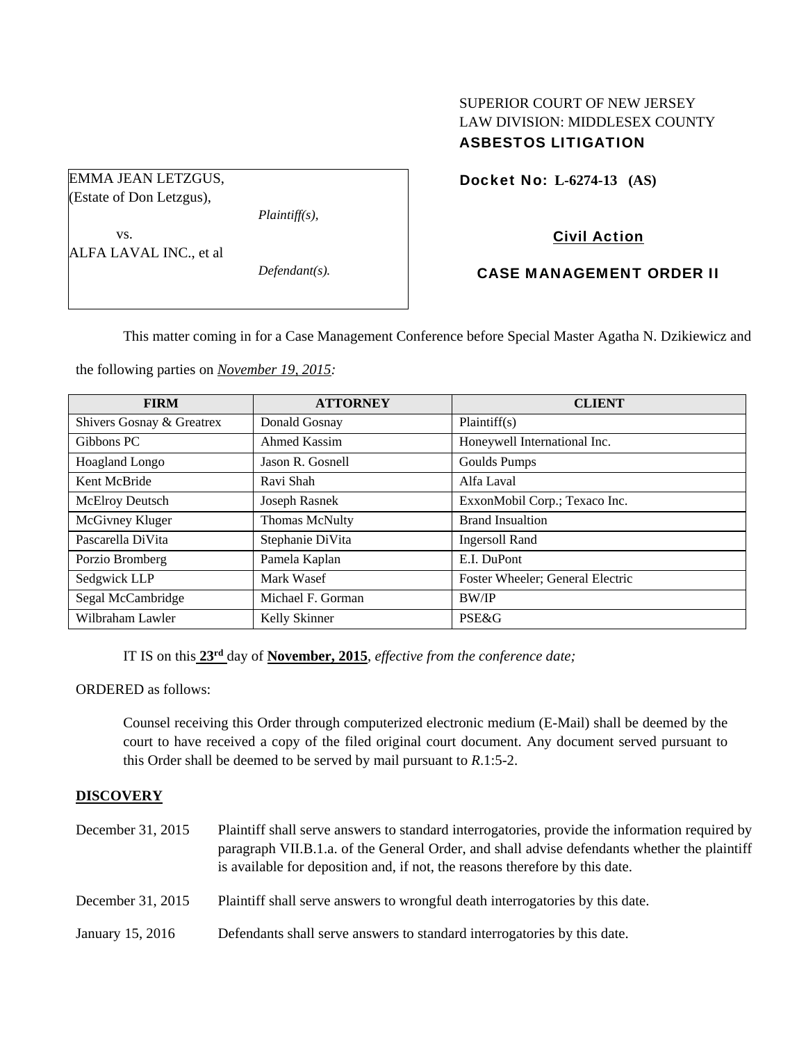SUPERIOR COURT OF NEW JERSEY
LAW DIVISION: MIDDLESEX COUNTY
**ASBESTOS LITIGATION**

EMMA JEAN LETZGUS,
(Estate of Don Letzgus),

*Plaintiff(s),*

vs.

ALFA LAVAL INC., et al

*Defendant(s).*

**Docket No: L-6274-13 (AS)**

**Civil Action**

**CASE MANAGEMENT ORDER II**

This matter coming in for a Case Management Conference before Special Master Agatha N. Dzikiewicz and the following parties on *November 19, 2015:*

| FIRM | ATTORNEY | CLIENT |
|---|---|---|
| Shivers Gosnay & Greatrex | Donald Gosnay | Plaintiff(s) |
| Gibbons PC | Ahmed Kassim | Honeywell International Inc. |
| Hoagland Longo | Jason R. Gosnell | Goulds Pumps |
| Kent McBride | Ravi Shah | Alfa Laval |
| McElroy Deutsch | Joseph Rasnek | ExxonMobil Corp.; Texaco Inc. |
| McGivney Kluger | Thomas McNulty | Brand Insualtion |
| Pascarella DiVita | Stephanie DiVita | Ingersoll Rand |
| Porzio Bromberg | Pamela Kaplan | E.I. DuPont |
| Sedgwick LLP | Mark Wasef | Foster Wheeler; General Electric |
| Segal McCambridge | Michael F. Gorman | BW/IP |
| Wilbraham Lawler | Kelly Skinner | PSE&G |

IT IS on this **23rd** day of **November, 2015**, *effective from the conference date;*

ORDERED as follows:

Counsel receiving this Order through computerized electronic medium (E-Mail) shall be deemed by the court to have received a copy of the filed original court document. Any document served pursuant to this Order shall be deemed to be served by mail pursuant to *R*.1:5-2.

**DISCOVERY**

December 31, 2015 — Plaintiff shall serve answers to standard interrogatories, provide the information required by paragraph VII.B.1.a. of the General Order, and shall advise defendants whether the plaintiff is available for deposition and, if not, the reasons therefore by this date.

December 31, 2015 — Plaintiff shall serve answers to wrongful death interrogatories by this date.

January 15, 2016 — Defendants shall serve answers to standard interrogatories by this date.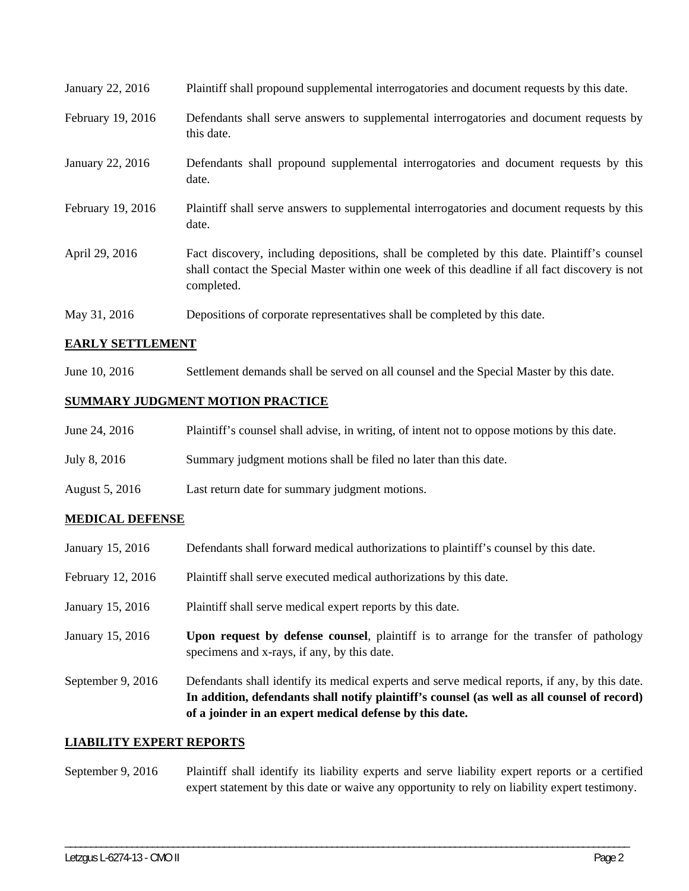| | |
|---|---|
| January 22, 2016 | Plaintiff shall propound supplemental interrogatories and document requests by this date. |
| February 19, 2016 | Defendants shall serve answers to supplemental interrogatories and document requests by this date. |
| January 22, 2016 | Defendants shall propound supplemental interrogatories and document requests by this date. |
| February 19, 2016 | Plaintiff shall serve answers to supplemental interrogatories and document requests by this date. |
| April 29, 2016 | Fact discovery, including depositions, shall be completed by this date. Plaintiff's counsel shall contact the Special Master within one week of this deadline if all fact discovery is not completed. |
| May 31, 2016 | Depositions of corporate representatives shall be completed by this date. |

## EARLY SETTLEMENT

| | |
|---|---|
| June 10, 2016 | Settlement demands shall be served on all counsel and the Special Master by this date. |

## SUMMARY JUDGMENT MOTION PRACTICE

| | |
|---|---|
| June 24, 2016 | Plaintiff's counsel shall advise, in writing, of intent not to oppose motions by this date. |
| July 8, 2016 | Summary judgment motions shall be filed no later than this date. |
| August 5, 2016 | Last return date for summary judgment motions. |

## MEDICAL DEFENSE

| | |
|---|---|
| January 15, 2016 | Defendants shall forward medical authorizations to plaintiff's counsel by this date. |
| February 12, 2016 | Plaintiff shall serve executed medical authorizations by this date. |
| January 15, 2016 | Plaintiff shall serve medical expert reports by this date. |
| January 15, 2016 | **Upon request by defense counsel**, plaintiff is to arrange for the transfer of pathology specimens and x-rays, if any, by this date. |
| September 9, 2016 | Defendants shall identify its medical experts and serve medical reports, if any, by this date. **In addition, defendants shall notify plaintiff's counsel (as well as all counsel of record) of a joinder in an expert medical defense by this date.** |

## LIABILITY EXPERT REPORTS

| | |
|---|---|
| September 9, 2016 | Plaintiff shall identify its liability experts and serve liability expert reports or a certified expert statement by this date or waive any opportunity to rely on liability expert testimony. |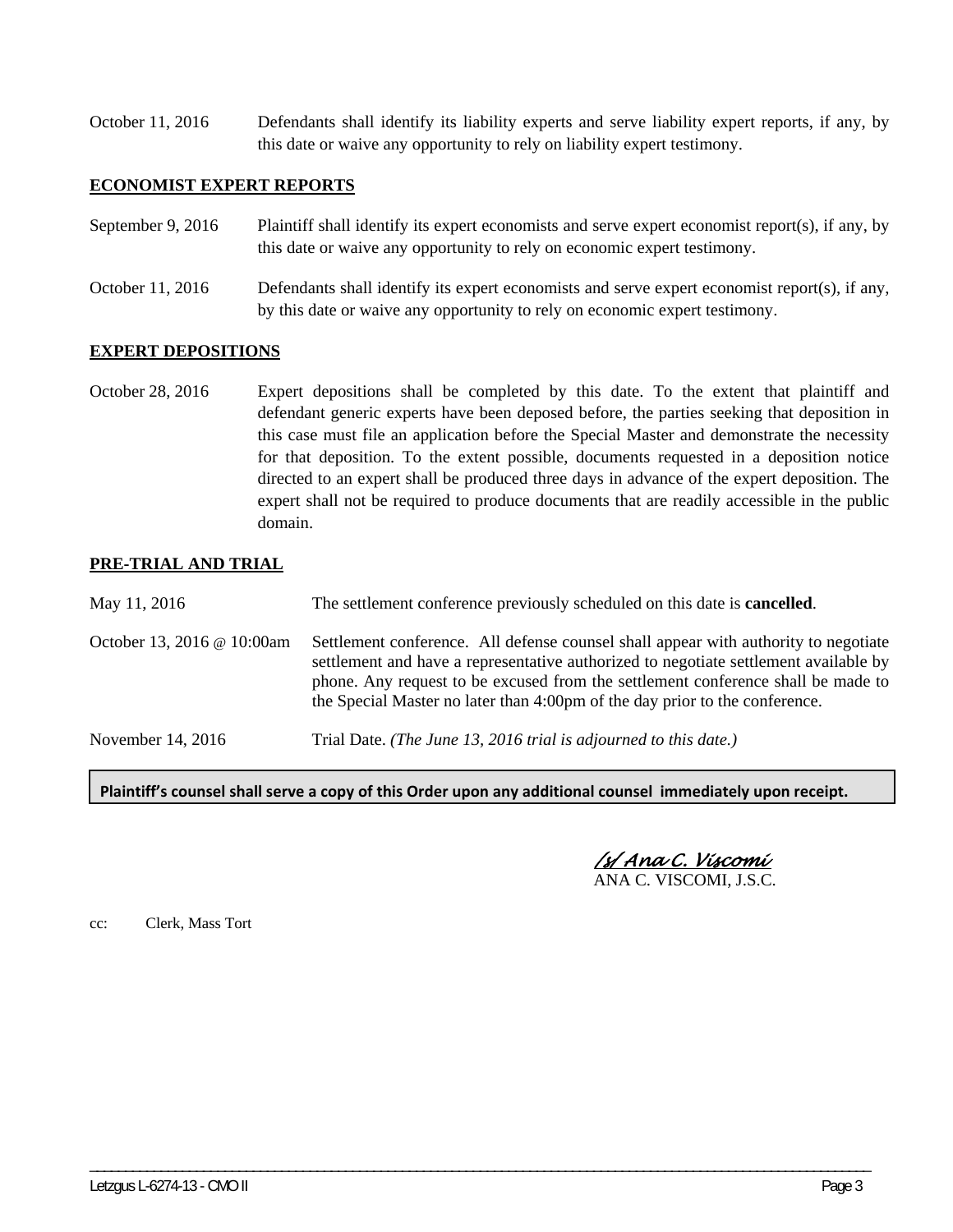| | |
|---|---|
| October 11, 2016 | Defendants shall identify its liability experts and serve liability expert reports, if any, by this date or waive any opportunity to rely on liability expert testimony. |

**ECONOMIST EXPERT REPORTS**

| | |
|---|---|
| September 9, 2016 | Plaintiff shall identify its expert economists and serve expert economist report(s), if any, by this date or waive any opportunity to rely on economic expert testimony. |
| October 11, 2016 | Defendants shall identify its expert economists and serve expert economist report(s), if any, by this date or waive any opportunity to rely on economic expert testimony. |

**EXPERT DEPOSITIONS**

| | |
|---|---|
| October 28, 2016 | Expert depositions shall be completed by this date. To the extent that plaintiff and defendant generic experts have been deposed before, the parties seeking that deposition in this case must file an application before the Special Master and demonstrate the necessity for that deposition. To the extent possible, documents requested in a deposition notice directed to an expert shall be produced three days in advance of the expert deposition. The expert shall not be required to produce documents that are readily accessible in the public domain. |

**PRE-TRIAL AND TRIAL**

| | |
|---|---|
| May 11, 2016 | The settlement conference previously scheduled on this date is **cancelled**. |
| October 13, 2016 @ 10:00am | Settlement conference. All defense counsel shall appear with authority to negotiate settlement and have a representative authorized to negotiate settlement available by phone. Any request to be excused from the settlement conference shall be made to the Special Master no later than 4:00pm of the day prior to the conference. |
| November 14, 2016 | Trial Date. *(The June 13, 2016 trial is adjourned to this date.)* |

**Plaintiff's counsel shall serve a copy of this Order upon any additional counsel immediately upon receipt.**

*/s/ Ana C. Viscomi*
ANA C. VISCOMI, J.S.C.

cc: Clerk, Mass Tort